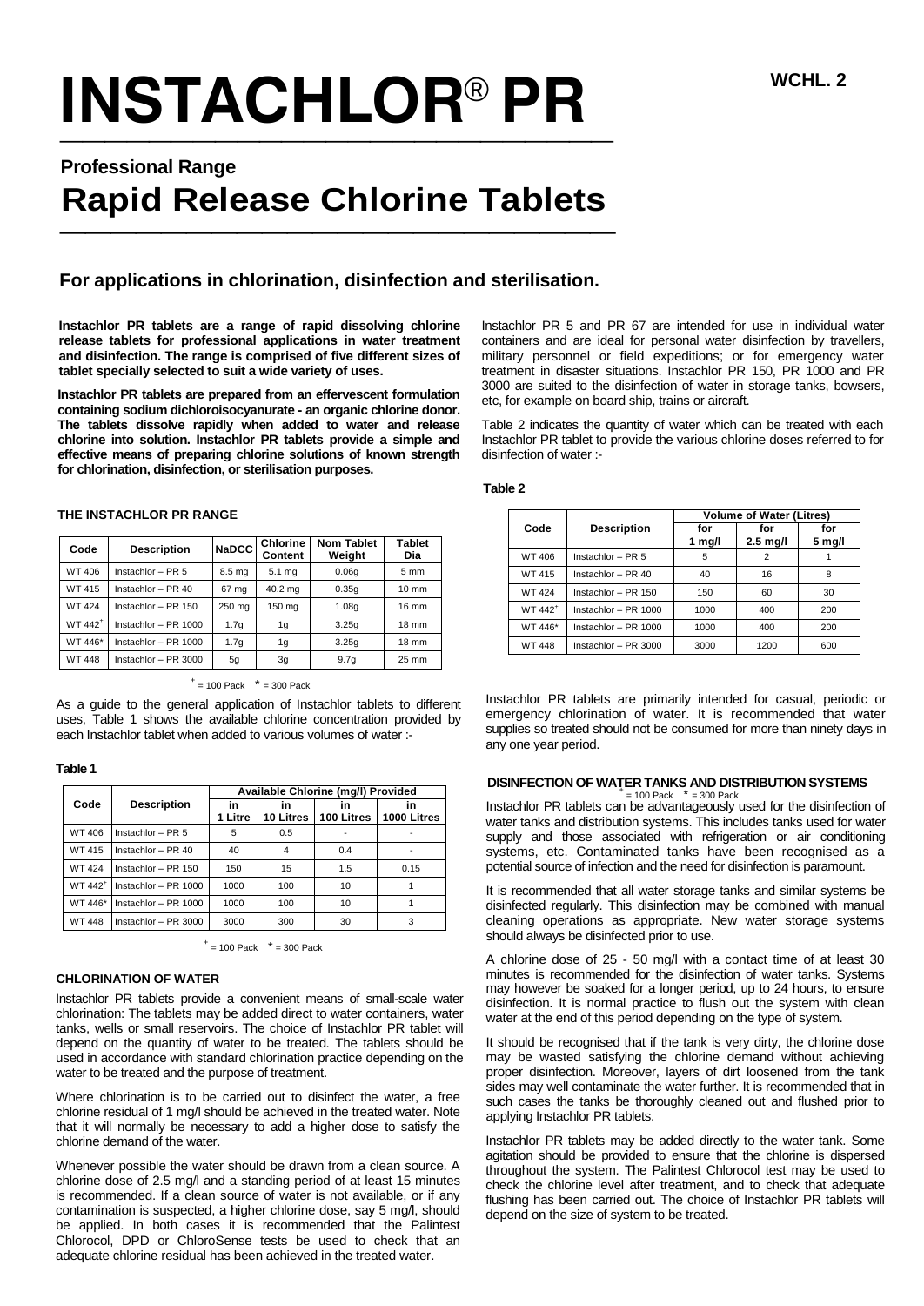# INSTACHLOR® PR

WCHL. 2

## Professional Range

# Rapid Release Chlorine Tablets

### For applications in chlorination, disinfection and sterilisation.

**Instachlor PR tablets are a range of rapid dissolving chlorine release tablets for professional applications in water treatment and disinfection. The range is comprised of five different sizes of tablet specially selected to suit a wide variety of uses.**

**Instachlor PR tablets are prepared from an effervescent formulation containing sodium dichloroisocyanurate - an organic chlorine donor. The tablets dissolve rapidly when added to water and release chlorine into solution. Instachlor PR tablets provide a simple and effective means of preparing chlorine solutions of known strength for chlorination, disinfection, or sterilisation purposes.**

#### THE INSTACHLOR PR RANGE

| Code | Description | NaDCC | Chlorine Content | Nom Tablet Weight | Tablet Dia |
|---|---|---|---|---|---|
| WT 406 | Instachlor – PR 5 | 8.5 mg | 5.1 mg | 0.06g | 5 mm |
| WT 415 | Instachlor – PR 40 | 67 mg | 40.2 mg | 0.35g | 10 mm |
| WT 424 | Instachlor – PR 150 | 250 mg | 150 mg | 1.08g | 16 mm |
| WT 442+ | Instachlor – PR 1000 | 1.7g | 1g | 3.25g | 18 mm |
| WT 446* | Instachlor – PR 1000 | 1.7g | 1g | 3.25g | 18 mm |
| WT 448 | Instachlor – PR 3000 | 5g | 3g | 9.7g | 25 mm |

+ = 100 Pack   * = 300 Pack

As a guide to the general application of Instachlor tablets to different uses, Table 1 shows the available chlorine concentration provided by each Instachlor tablet when added to various volumes of water :-

**Table 1**

| Code | Description | Available Chlorine (mg/l) Provided | | | |
|---|---|---|---|---|---|
| | | in 1 Litre | in 10 Litres | in 100 Litres | in 1000 Litres |
| WT 406 | Instachlor – PR 5 | 5 | 0.5 | - | - |
| WT 415 | Instachlor – PR 40 | 40 | 4 | 0.4 | - |
| WT 424 | Instachlor – PR 150 | 150 | 15 | 1.5 | 0.15 |
| WT 442+ | Instachlor – PR 1000 | 1000 | 100 | 10 | 1 |
| WT 446* | Instachlor – PR 1000 | 1000 | 100 | 10 | 1 |
| WT 448 | Instachlor – PR 3000 | 3000 | 300 | 30 | 3 |

+ = 100 Pack   * = 300 Pack

#### CHLORINATION OF WATER

Instachlor PR tablets provide a convenient means of small-scale water chlorination: The tablets may be added direct to water containers, water tanks, wells or small reservoirs. The choice of Instachlor PR tablet will depend on the quantity of water to be treated. The tablets should be used in accordance with standard chlorination practice depending on the water to be treated and the purpose of treatment.

Where chlorination is to be carried out to disinfect the water, a free chlorine residual of 1 mg/l should be achieved in the treated water. Note that it will normally be necessary to add a higher dose to satisfy the chlorine demand of the water.

Whenever possible the water should be drawn from a clean source. A chlorine dose of 2.5 mg/l and a standing period of at least 15 minutes is recommended. If a clean source of water is not available, or if any contamination is suspected, a higher chlorine dose, say 5 mg/l, should be applied. In both cases it is recommended that the Palintest Chlorocol, DPD or ChloroSense tests be used to check that an adequate chlorine residual has been achieved in the treated water.

Instachlor PR 5 and PR 67 are intended for use in individual water containers and are ideal for personal water disinfection by travellers, military personnel or field expeditions; or for emergency water treatment in disaster situations. Instachlor PR 150, PR 1000 and PR 3000 are suited to the disinfection of water in storage tanks, bowsers, etc, for example on board ship, trains or aircraft.

Table 2 indicates the quantity of water which can be treated with each Instachlor PR tablet to provide the various chlorine doses referred to for disinfection of water :-

**Table 2**

| Code | Description | Volume of Water (Litres) | | |
|---|---|---|---|---|
| | | for 1 mg/l | for 2.5 mg/l | for 5 mg/l |
| WT 406 | Instachlor – PR 5 | 5 | 2 | 1 |
| WT 415 | Instachlor – PR 40 | 40 | 16 | 8 |
| WT 424 | Instachlor – PR 150 | 150 | 60 | 30 |
| WT 442+ | Instachlor – PR 1000 | 1000 | 400 | 200 |
| WT 446* | Instachlor – PR 1000 | 1000 | 400 | 200 |
| WT 448 | Instachlor – PR 3000 | 3000 | 1200 | 600 |

+ = 100 Pack   * = 300 Pack

Instachlor PR tablets are primarily intended for casual, periodic or emergency chlorination of water. It is recommended that water supplies so treated should not be consumed for more than ninety days in any one year period.

#### DISINFECTION OF WATER TANKS AND DISTRIBUTION SYSTEMS

Instachlor PR tablets can be advantageously used for the disinfection of water tanks and distribution systems. This includes tanks used for water supply and those associated with refrigeration or air conditioning systems, etc. Contaminated tanks have been recognised as a potential source of infection and the need for disinfection is paramount.

It is recommended that all water storage tanks and similar systems be disinfected regularly. This disinfection may be combined with manual cleaning operations as appropriate. New water storage systems should always be disinfected prior to use.

A chlorine dose of 25 - 50 mg/l with a contact time of at least 30 minutes is recommended for the disinfection of water tanks. Systems may however be soaked for a longer period, up to 24 hours, to ensure disinfection. It is normal practice to flush out the system with clean water at the end of this period depending on the type of system.

It should be recognised that if the tank is very dirty, the chlorine dose may be wasted satisfying the chlorine demand without achieving proper disinfection. Moreover, layers of dirt loosened from the tank sides may well contaminate the water further. It is recommended that in such cases the tanks be thoroughly cleaned out and flushed prior to applying Instachlor PR tablets.

Instachlor PR tablets may be added directly to the water tank. Some agitation should be provided to ensure that the chlorine is dispersed throughout the system. The Palintest Chlorocol test may be used to check the chlorine level after treatment, and to check that adequate flushing has been carried out. The choice of Instachlor PR tablets will depend on the size of system to be treated.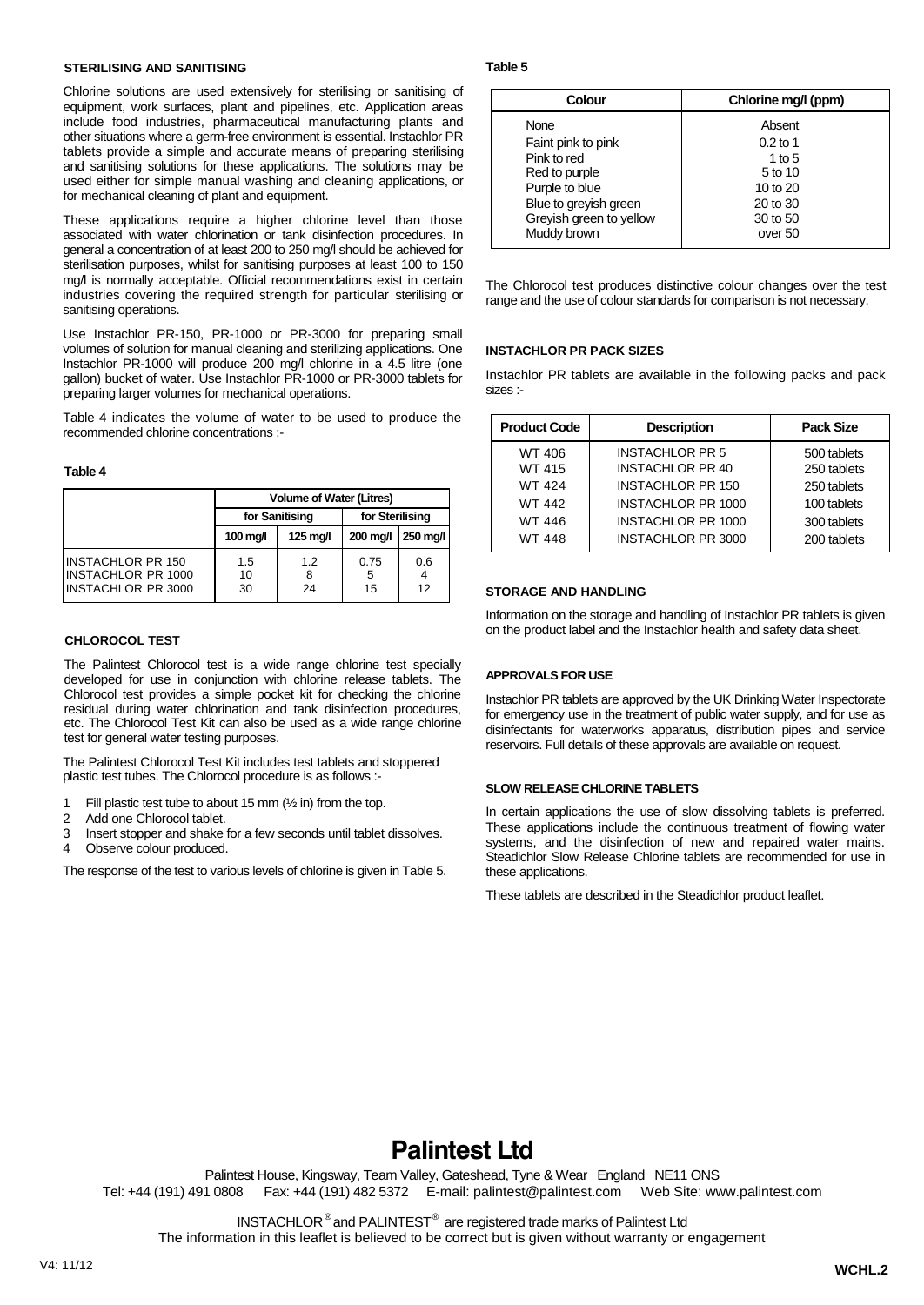## STERILISING AND SANITISING

Chlorine solutions are used extensively for sterilising or sanitising of equipment, work surfaces, plant and pipelines, etc. Application areas include food industries, pharmaceutical manufacturing plants and other situations where a germ-free environment is essential. Instachlor PR tablets provide a simple and accurate means of preparing sterilising and sanitising solutions for these applications. The solutions may be used either for simple manual washing and cleaning applications, or for mechanical cleaning of plant and equipment.

These applications require a higher chlorine level than those associated with water chlorination or tank disinfection procedures. In general a concentration of at least 200 to 250 mg/l should be achieved for sterilisation purposes, whilst for sanitising purposes at least 100 to 150 mg/l is normally acceptable. Official recommendations exist in certain industries covering the required strength for particular sterilising or sanitising operations.

Use Instachlor PR-150, PR-1000 or PR-3000 for preparing small volumes of solution for manual cleaning and sterilizing applications. One Instachlor PR-1000 will produce 200 mg/l chlorine in a 4.5 litre (one gallon) bucket of water. Use Instachlor PR-1000 or PR-3000 tablets for preparing larger volumes for mechanical operations.

Table 4 indicates the volume of water to be used to produce the recommended chlorine concentrations :-

**Table 4**

| | Volume of Water (Litres) | | | |
|---|---|---|---|---|
| | for Sanitising | | for Sterilising | |
| | 100 mg/l | 125 mg/l | 200 mg/l | 250 mg/l |
| INSTACHLOR PR 150 | 1.5 | 1.2 | 0.75 | 0.6 |
| INSTACHLOR PR 1000 | 10 | 8 | 5 | 4 |
| INSTACHLOR PR 3000 | 30 | 24 | 15 | 12 |

## CHLOROCOL TEST

The Palintest Chlorocol test is a wide range chlorine test specially developed for use in conjunction with chlorine release tablets. The Chlorocol test provides a simple pocket kit for checking the chlorine residual during water chlorination and tank disinfection procedures, etc. The Chlorocol Test Kit can also be used as a wide range chlorine test for general water testing purposes.

The Palintest Chlorocol Test Kit includes test tablets and stoppered plastic test tubes. The Chlorocol procedure is as follows :-

1. Fill plastic test tube to about 15 mm (½ in) from the top.
2. Add one Chlorocol tablet.
3. Insert stopper and shake for a few seconds until tablet dissolves.
4. Observe colour produced.

The response of the test to various levels of chlorine is given in Table 5.

**Table 5**

| Colour | Chlorine mg/l (ppm) |
|---|---|
| None | Absent |
| Faint pink to pink | 0.2 to 1 |
| Pink to red | 1 to 5 |
| Red to purple | 5 to 10 |
| Purple to blue | 10 to 20 |
| Blue to greyish green | 20 to 30 |
| Greyish green to yellow | 30 to 50 |
| Muddy brown | over 50 |

The Chlorocol test produces distinctive colour changes over the test range and the use of colour standards for comparison is not necessary.

## INSTACHLOR PR PACK SIZES

Instachlor PR tablets are available in the following packs and pack sizes :-

| Product Code | Description | Pack Size |
|---|---|---|
| WT 406 | INSTACHLOR PR 5 | 500 tablets |
| WT 415 | INSTACHLOR PR 40 | 250 tablets |
| WT 424 | INSTACHLOR PR 150 | 250 tablets |
| WT 442 | INSTACHLOR PR 1000 | 100 tablets |
| WT 446 | INSTACHLOR PR 1000 | 300 tablets |
| WT 448 | INSTACHLOR PR 3000 | 200 tablets |

## STORAGE AND HANDLING

Information on the storage and handling of Instachlor PR tablets is given on the product label and the Instachlor health and safety data sheet.

## APPROVALS FOR USE

Instachlor PR tablets are approved by the UK Drinking Water Inspectorate for emergency use in the treatment of public water supply, and for use as disinfectants for waterworks apparatus, distribution pipes and service reservoirs. Full details of these approvals are available on request.

## SLOW RELEASE CHLORINE TABLETS

In certain applications the use of slow dissolving tablets is preferred. These applications include the continuous treatment of flowing water systems, and the disinfection of new and repaired water mains. Steadichlor Slow Release Chlorine tablets are recommended for use in these applications.

These tablets are described in the Steadichlor product leaflet.

# Palintest Ltd

Palintest House, Kingsway, Team Valley, Gateshead, Tyne & Wear England NE11 ONS
Tel: +44 (191) 491 0808 Fax: +44 (191) 482 5372 E-mail: palintest@palintest.com Web Site: www.palintest.com

INSTACHLOR® and PALINTEST® are registered trade marks of Palintest Ltd
The information in this leaflet is believed to be correct but is given without warranty or engagement

V4: 11/12

WCHL.2